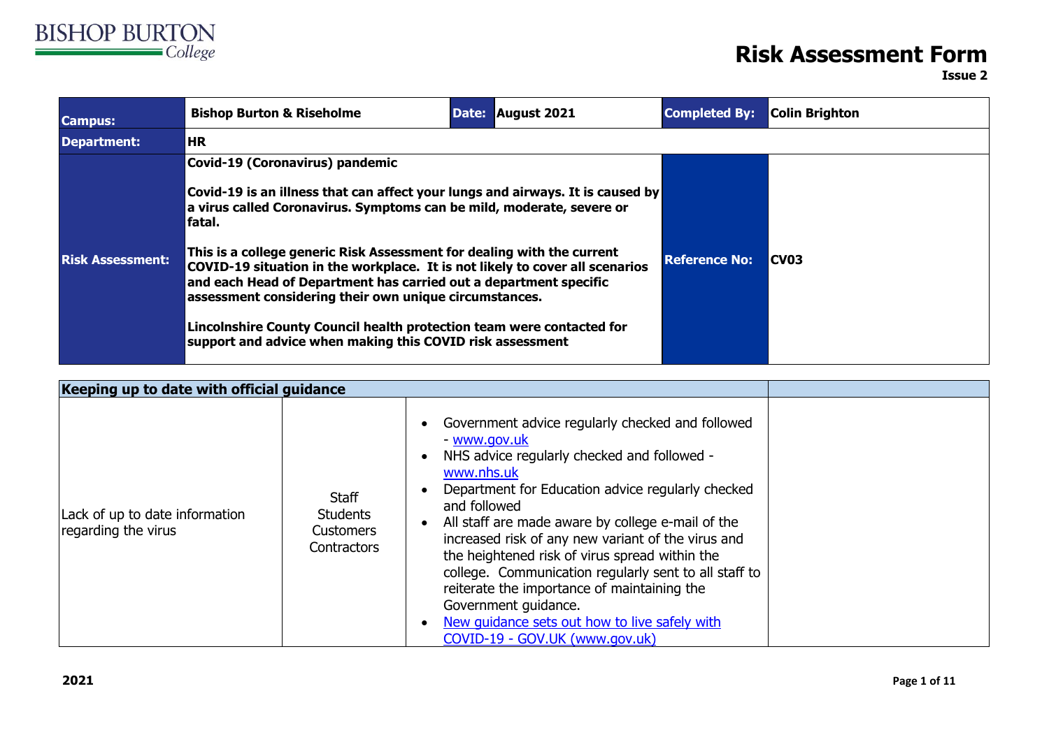BISHOP BURTON College

# Risk Assessment Form

**Issue 2**

| **Campus:** | **Bishop Burton & Riseholme** | **Date:** | **August 2021** | **Completed By:** | **Colin Brighton** |
|---|---|---|---|---|---|
| **Department:** | **HR** | | | | |
| **Risk Assessment:** | **Covid-19 (Coronavirus) pandemic**<br><br>**Covid-19 is an illness that can affect your lungs and airways. It is caused by a virus called Coronavirus. Symptoms can be mild, moderate, severe or fatal.**<br><br>**This is a college generic Risk Assessment for dealing with the current COVID-19 situation in the workplace. It is not likely to cover all scenarios and each Head of Department has carried out a department specific assessment considering their own unique circumstances.**<br><br>**Lincolnshire County Council health protection team were contacted for support and advice when making this COVID risk assessment** | | | **Reference No:** | **CV03** |

| **Keeping up to date with official guidance** | | | |
|---|---|---|---|
| Lack of up to date information regarding the virus | Staff<br>Students<br>Customers<br>Contractors | • Government advice regularly checked and followed - www.gov.uk<br>• NHS advice regularly checked and followed - www.nhs.uk<br>• Department for Education advice regularly checked and followed<br>• All staff are made aware by college e-mail of the increased risk of any new variant of the virus and the heightened risk of virus spread within the college. Communication regularly sent to all staff to reiterate the importance of maintaining the Government guidance.<br>• New guidance sets out how to live safely with COVID-19 - GOV.UK (www.gov.uk) | |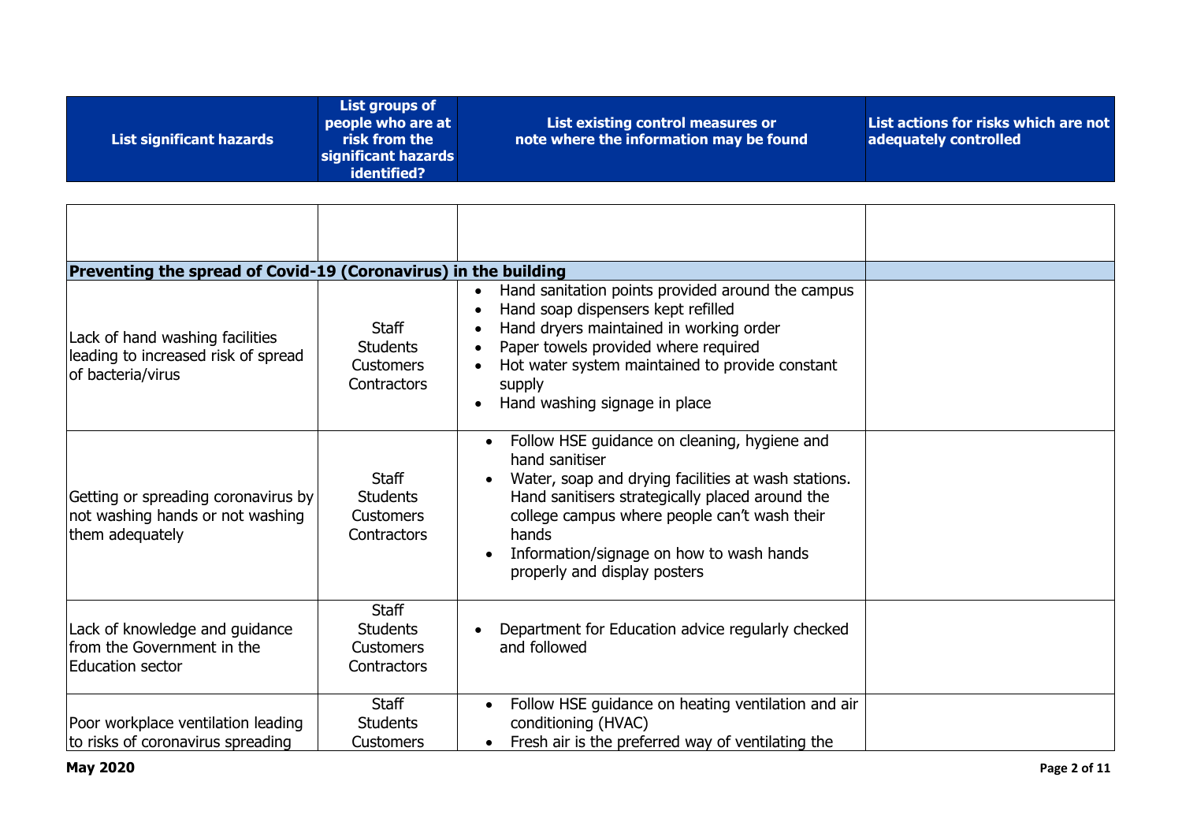| List significant hazards | List groups of people who are at risk from the significant hazards identified? | List existing control measures or note where the information may be found | List actions for risks which are not adequately controlled |
|---|---|---|---|
| | | | |
| **Preventing the spread of Covid-19 (Coronavirus) in the building** | | | |
| Lack of hand washing facilities leading to increased risk of spread of bacteria/virus | Staff<br>Students<br>Customers<br>Contractors | • Hand sanitation points provided around the campus<br>• Hand soap dispensers kept refilled<br>• Hand dryers maintained in working order<br>• Paper towels provided where required<br>• Hot water system maintained to provide constant supply<br>• Hand washing signage in place | |
| Getting or spreading coronavirus by not washing hands or not washing them adequately | Staff<br>Students<br>Customers<br>Contractors | • Follow HSE guidance on cleaning, hygiene and hand sanitiser<br>• Water, soap and drying facilities at wash stations. Hand sanitisers strategically placed around the college campus where people can't wash their hands<br>• Information/signage on how to wash hands properly and display posters | |
| Lack of knowledge and guidance from the Government in the Education sector | Staff<br>Students<br>Customers<br>Contractors | • Department for Education advice regularly checked and followed | |
| Poor workplace ventilation leading to risks of coronavirus spreading | Staff<br>Students<br>Customers | • Follow HSE guidance on heating ventilation and air conditioning (HVAC)<br>• Fresh air is the preferred way of ventilating the | |

**May 2020**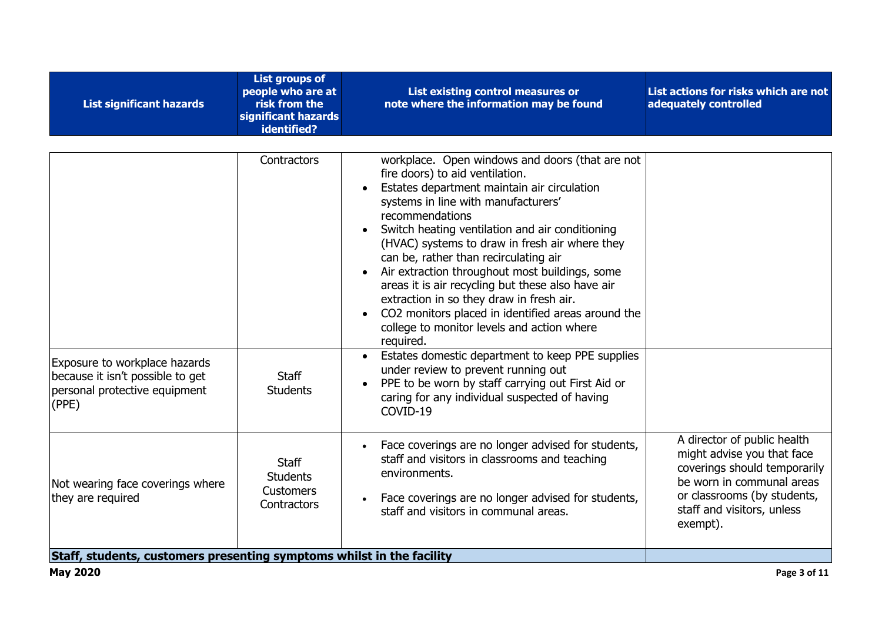| List significant hazards | List groups of people who are at risk from the significant hazards identified? | List existing control measures or note where the information may be found | List actions for risks which are not adequately controlled |
|---|---|---|---|
| | Contractors | workplace. Open windows and doors (that are not fire doors) to aid ventilation.<br>• Estates department maintain air circulation systems in line with manufacturers' recommendations<br>• Switch heating ventilation and air conditioning (HVAC) systems to draw in fresh air where they can be, rather than recirculating air<br>• Air extraction throughout most buildings, some areas it is air recycling but these also have air extraction in so they draw in fresh air.<br>• CO2 monitors placed in identified areas around the college to monitor levels and action where required. | |
| Exposure to workplace hazards because it isn't possible to get personal protective equipment (PPE) | Staff<br>Students | • Estates domestic department to keep PPE supplies under review to prevent running out<br>• PPE to be worn by staff carrying out First Aid or caring for any individual suspected of having COVID-19 | |
| Not wearing face coverings where they are required | Staff<br>Students<br>Customers<br>Contractors | • Face coverings are no longer advised for students, staff and visitors in classrooms and teaching environments.<br>• Face coverings are no longer advised for students, staff and visitors in communal areas. | A director of public health might advise you that face coverings should temporarily be worn in communal areas or classrooms (by students, staff and visitors, unless exempt). |
| **Staff, students, customers presenting symptoms whilst in the facility** | | | |

**May 2020**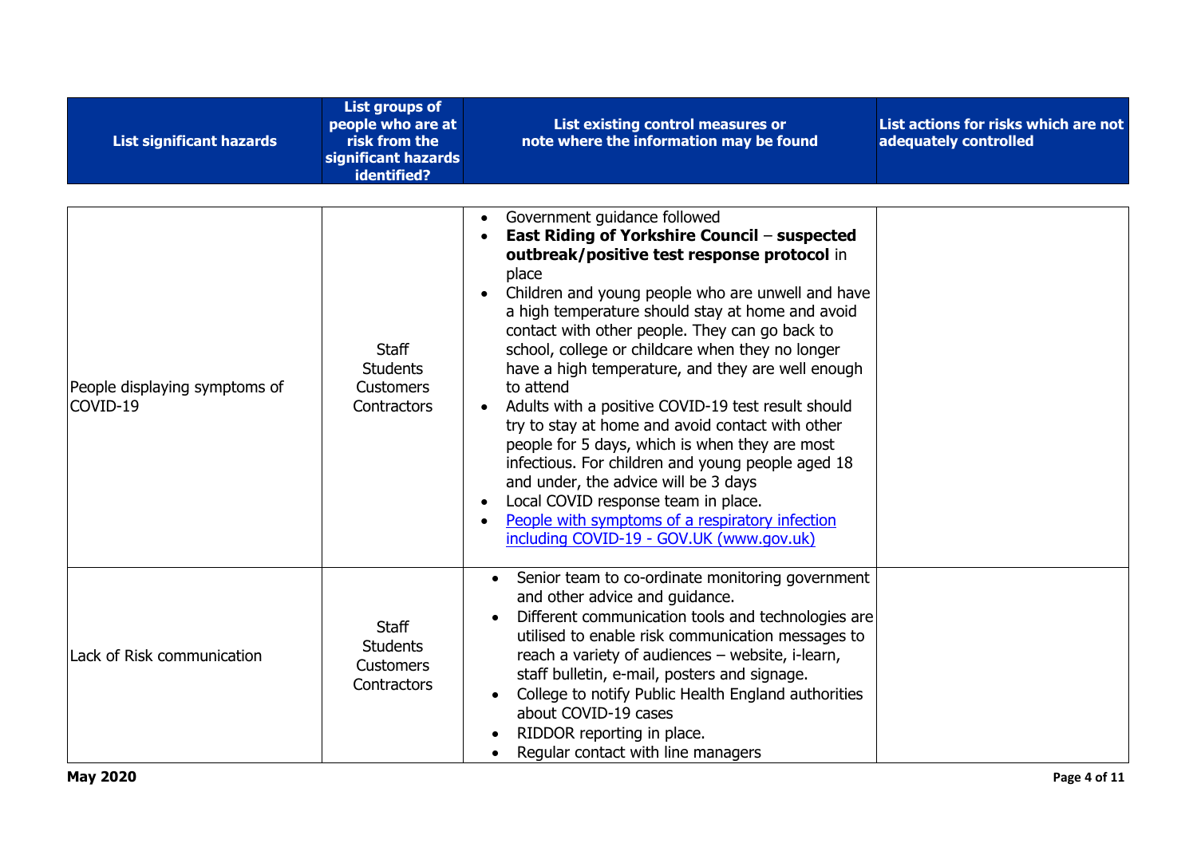| List significant hazards | List groups of people who are at risk from the significant hazards identified? | List existing control measures or note where the information may be found | List actions for risks which are not adequately controlled |
| --- | --- | --- | --- |
| People displaying symptoms of COVID-19 | Staff<br>Students<br>Customers<br>Contractors | • Government guidance followed<br>• **East Riding of Yorkshire Council** – **suspected outbreak/positive test response protocol** in place<br>• Children and young people who are unwell and have a high temperature should stay at home and avoid contact with other people. They can go back to school, college or childcare when they no longer have a high temperature, and they are well enough to attend<br>• Adults with a positive COVID-19 test result should try to stay at home and avoid contact with other people for 5 days, which is when they are most infectious. For children and young people aged 18 and under, the advice will be 3 days<br>• Local COVID response team in place.<br>• [People with symptoms of a respiratory infection including COVID-19 - GOV.UK (www.gov.uk)](https://www.gov.uk) | |
| Lack of Risk communication | Staff<br>Students<br>Customers<br>Contractors | • Senior team to co-ordinate monitoring government and other advice and guidance.<br>• Different communication tools and technologies are utilised to enable risk communication messages to reach a variety of audiences – website, i-learn, staff bulletin, e-mail, posters and signage.<br>• College to notify Public Health England authorities about COVID-19 cases<br>• RIDDOR reporting in place.<br>• Regular contact with line managers | |

**May 2020**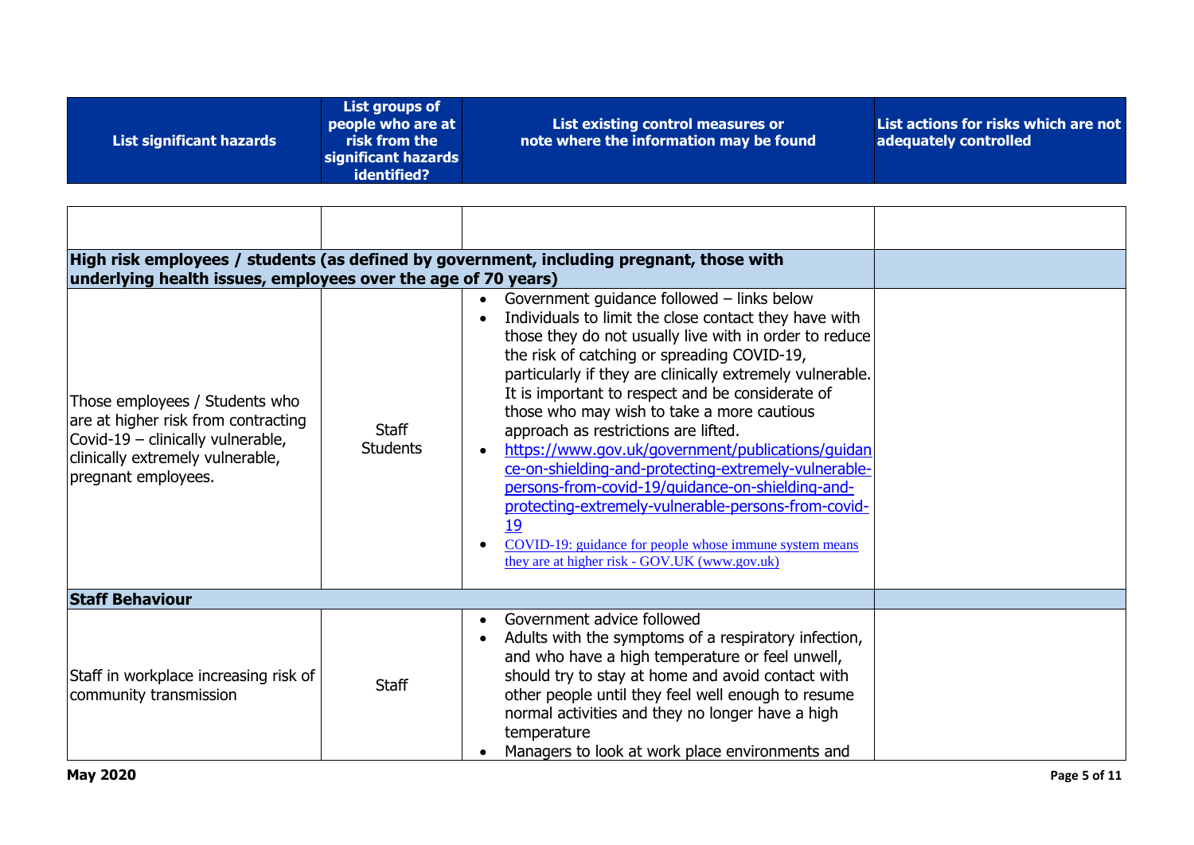| List significant hazards | List groups of people who are at risk from the significant hazards identified? | List existing control measures or note where the information may be found | List actions for risks which are not adequately controlled |
|---|---|---|---|
| | | | |
| **High risk employees / students (as defined by government, including pregnant, those with underlying health issues, employees over the age of 70 years)** | | | |
| Those employees / Students who are at higher risk from contracting Covid-19 – clinically vulnerable, clinically extremely vulnerable, pregnant employees. | Staff Students | • Government guidance followed – links below<br>• Individuals to limit the close contact they have with those they do not usually live with in order to reduce the risk of catching or spreading COVID-19, particularly if they are clinically extremely vulnerable. It is important to respect and be considerate of those who may wish to take a more cautious approach as restrictions are lifted.<br>• https://www.gov.uk/government/publications/guidance-on-shielding-and-protecting-extremely-vulnerable-persons-from-covid-19/guidance-on-shielding-and-protecting-extremely-vulnerable-persons-from-covid-19<br>• COVID-19: guidance for people whose immune system means they are at higher risk - GOV.UK (www.gov.uk) | |
| **Staff Behaviour** | | | |
| Staff in workplace increasing risk of community transmission | Staff | • Government advice followed<br>• Adults with the symptoms of a respiratory infection, and who have a high temperature or feel unwell, should try to stay at home and avoid contact with other people until they feel well enough to resume normal activities and they no longer have a high temperature<br>• Managers to look at work place environments and | |

May 2020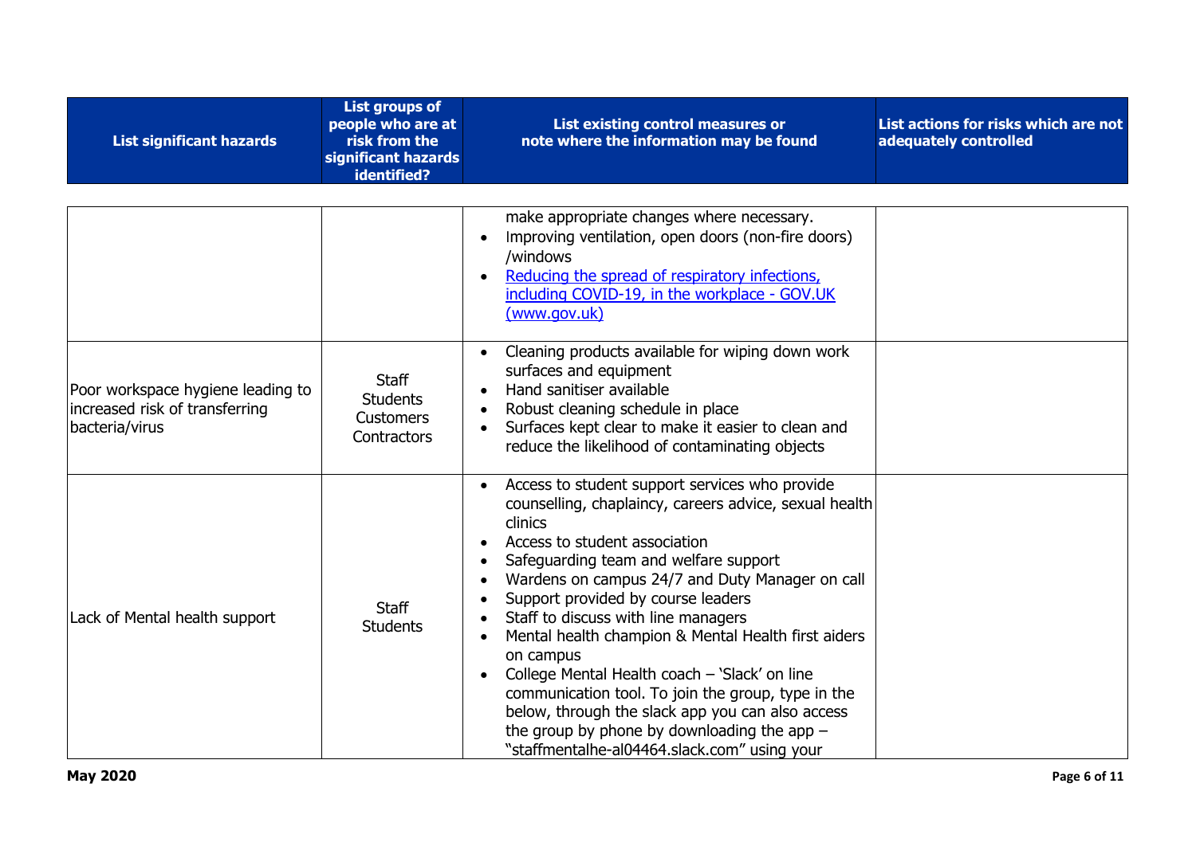| List significant hazards | List groups of people who are at risk from the significant hazards identified? | List existing control measures or note where the information may be found | List actions for risks which are not adequately controlled |
|---|---|---|---|
| | | make appropriate changes where necessary.<br>• Improving ventilation, open doors (non-fire doors) /windows<br>• [Reducing the spread of respiratory infections, including COVID-19, in the workplace - GOV.UK (www.gov.uk)]() | |
| Poor workspace hygiene leading to increased risk of transferring bacteria/virus | Staff<br>Students<br>Customers<br>Contractors | • Cleaning products available for wiping down work surfaces and equipment<br>• Hand sanitiser available<br>• Robust cleaning schedule in place<br>• Surfaces kept clear to make it easier to clean and reduce the likelihood of contaminating objects | |
| Lack of Mental health support | Staff<br>Students | • Access to student support services who provide counselling, chaplaincy, careers advice, sexual health clinics<br>• Access to student association<br>• Safeguarding team and welfare support<br>• Wardens on campus 24/7 and Duty Manager on call<br>• Support provided by course leaders<br>• Staff to discuss with line managers<br>• Mental health champion & Mental Health first aiders on campus<br>• College Mental Health coach – 'Slack' on line communication tool. To join the group, type in the below, through the slack app you can also access the group by phone by downloading the app – "staffmentalhe-al04464.slack.com" using your | |

**May 2020**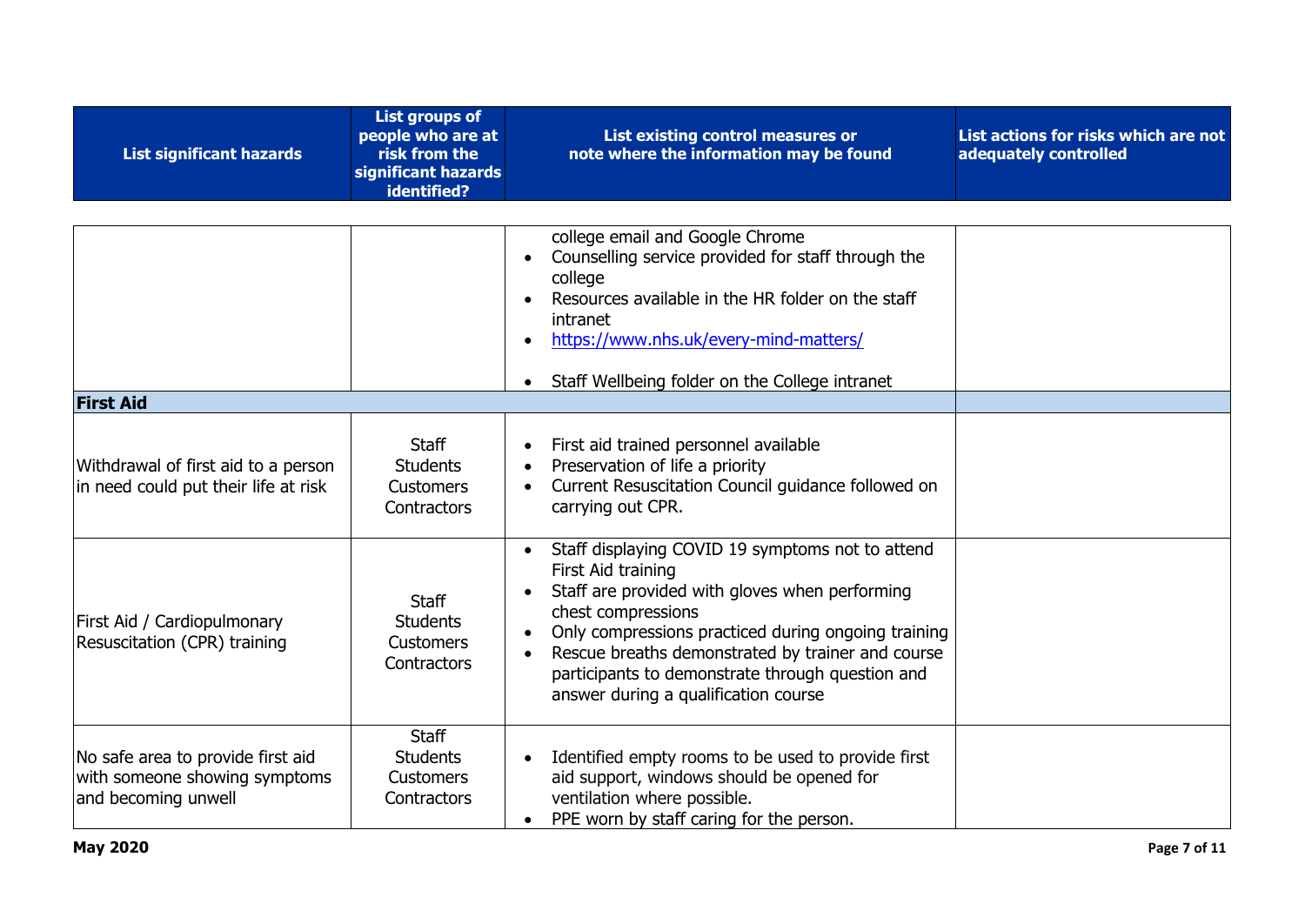| List significant hazards | List groups of people who are at risk from the significant hazards identified? | List existing control measures or note where the information may be found | List actions for risks which are not adequately controlled |
|---|---|---|---|
| | | college email and Google Chrome<br>• Counselling service provided for staff through the college<br>• Resources available in the HR folder on the staff intranet<br>• https://www.nhs.uk/every-mind-matters/<br>• Staff Wellbeing folder on the College intranet | |
| **First Aid** | | | |
| Withdrawal of first aid to a person in need could put their life at risk | Staff<br>Students<br>Customers<br>Contractors | • First aid trained personnel available<br>• Preservation of life a priority<br>• Current Resuscitation Council guidance followed on carrying out CPR. | |
| First Aid / Cardiopulmonary Resuscitation (CPR) training | Staff<br>Students<br>Customers<br>Contractors | • Staff displaying COVID 19 symptoms not to attend First Aid training<br>• Staff are provided with gloves when performing chest compressions<br>• Only compressions practiced during ongoing training<br>• Rescue breaths demonstrated by trainer and course participants to demonstrate through question and answer during a qualification course | |
| No safe area to provide first aid with someone showing symptoms and becoming unwell | Staff<br>Students<br>Customers<br>Contractors | • Identified empty rooms to be used to provide first aid support, windows should be opened for ventilation where possible.<br>• PPE worn by staff caring for the person. | |

**May 2020**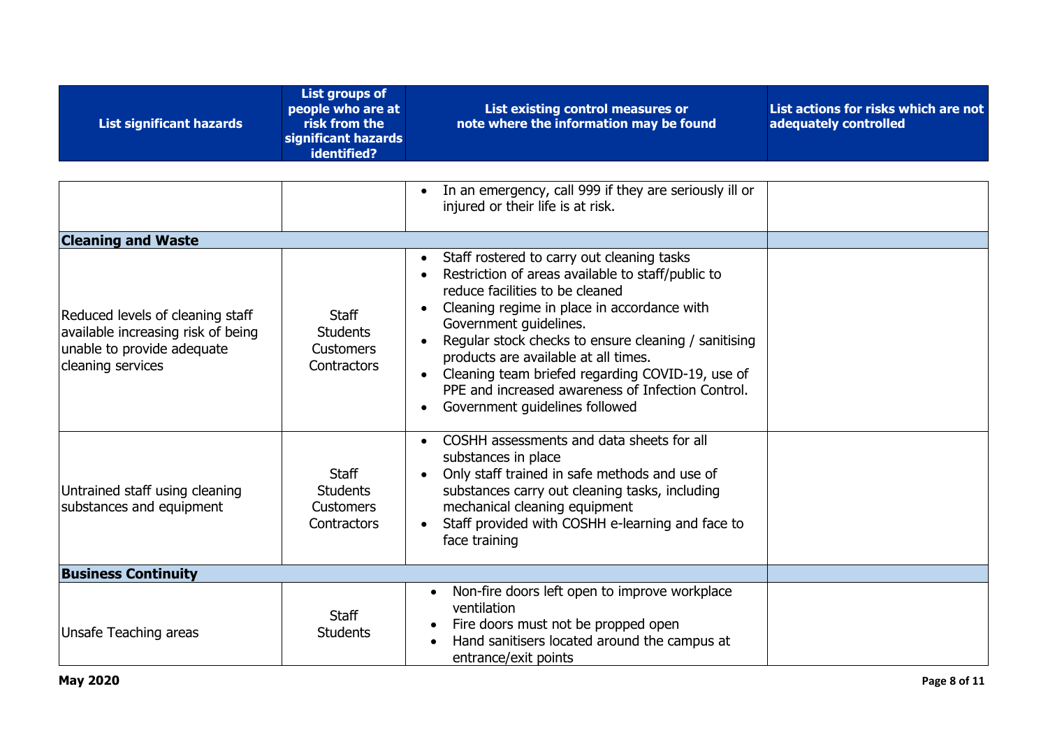| List significant hazards | List groups of people who are at risk from the significant hazards identified? | List existing control measures or note where the information may be found | List actions for risks which are not adequately controlled |
|---|---|---|---|
| | | • In an emergency, call 999 if they are seriously ill or injured or their life is at risk. | |
| **Cleaning and Waste** | | | |
| Reduced levels of cleaning staff available increasing risk of being unable to provide adequate cleaning services | Staff<br>Students<br>Customers<br>Contractors | • Staff rostered to carry out cleaning tasks<br>• Restriction of areas available to staff/public to reduce facilities to be cleaned<br>• Cleaning regime in place in accordance with Government guidelines.<br>• Regular stock checks to ensure cleaning / sanitising products are available at all times.<br>• Cleaning team briefed regarding COVID-19, use of PPE and increased awareness of Infection Control.<br>• Government guidelines followed | |
| Untrained staff using cleaning substances and equipment | Staff<br>Students<br>Customers<br>Contractors | • COSHH assessments and data sheets for all substances in place<br>• Only staff trained in safe methods and use of substances carry out cleaning tasks, including mechanical cleaning equipment<br>• Staff provided with COSHH e-learning and face to face training | |
| **Business Continuity** | | | |
| Unsafe Teaching areas | Staff<br>Students | • Non-fire doors left open to improve workplace ventilation<br>• Fire doors must not be propped open<br>• Hand sanitisers located around the campus at entrance/exit points | |

**May 2020**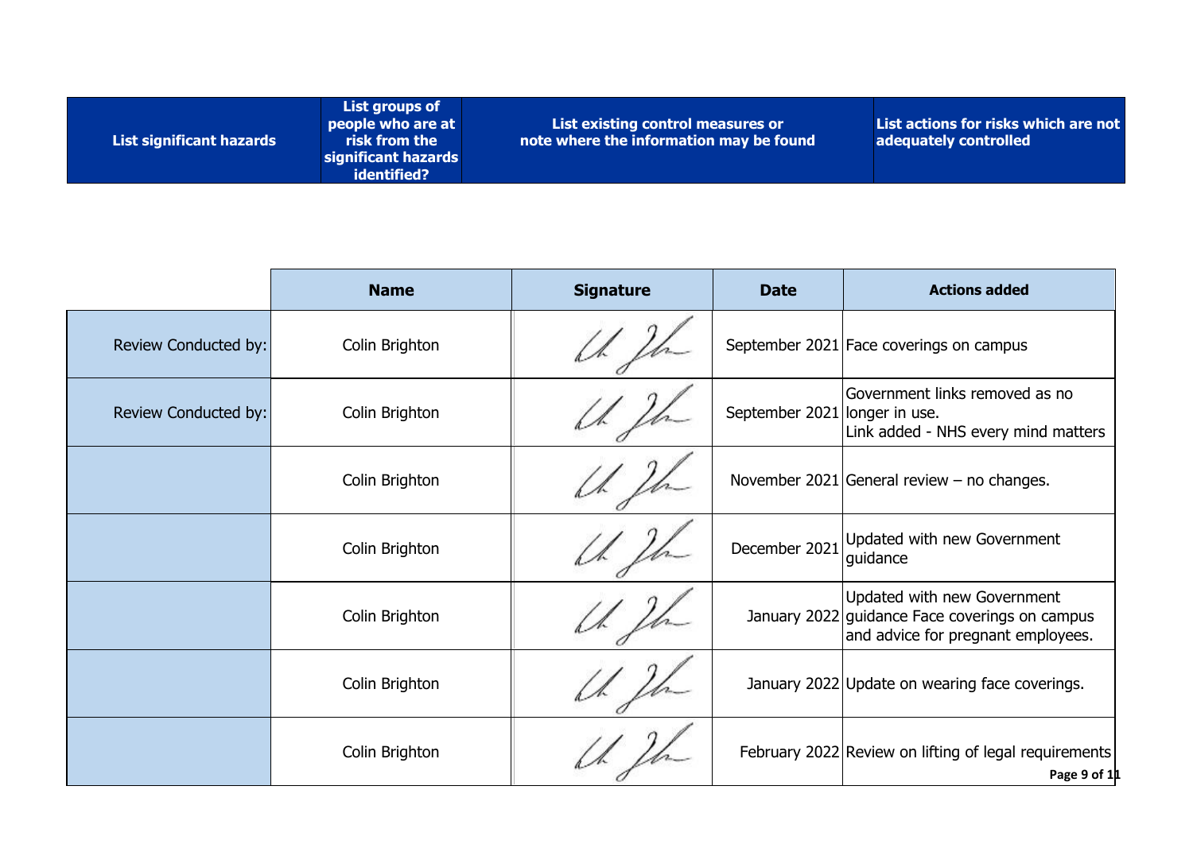| List significant hazards | List groups of people who are at risk from the significant hazards identified? | List existing control measures or note where the information may be found | List actions for risks which are not adequately controlled |
|---|---|---|---|

| | Name | Signature | Date | Actions added |
|---|---|---|---|---|
| Review Conducted by: | Colin Brighton | | September 2021 | Face coverings on campus |
| Review Conducted by: | Colin Brighton | | September 2021 | Government links removed as no longer in use.<br>Link added - NHS every mind matters |
| | Colin Brighton | | November 2021 | General review – no changes. |
| | Colin Brighton | | December 2021 | Updated with new Government guidance |
| | Colin Brighton | | January 2022 | Updated with new Government guidance Face coverings on campus and advice for pregnant employees. |
| | Colin Brighton | | January 2022 | Update on wearing face coverings. |
| | Colin Brighton | | February 2022 | Review on lifting of legal requirements |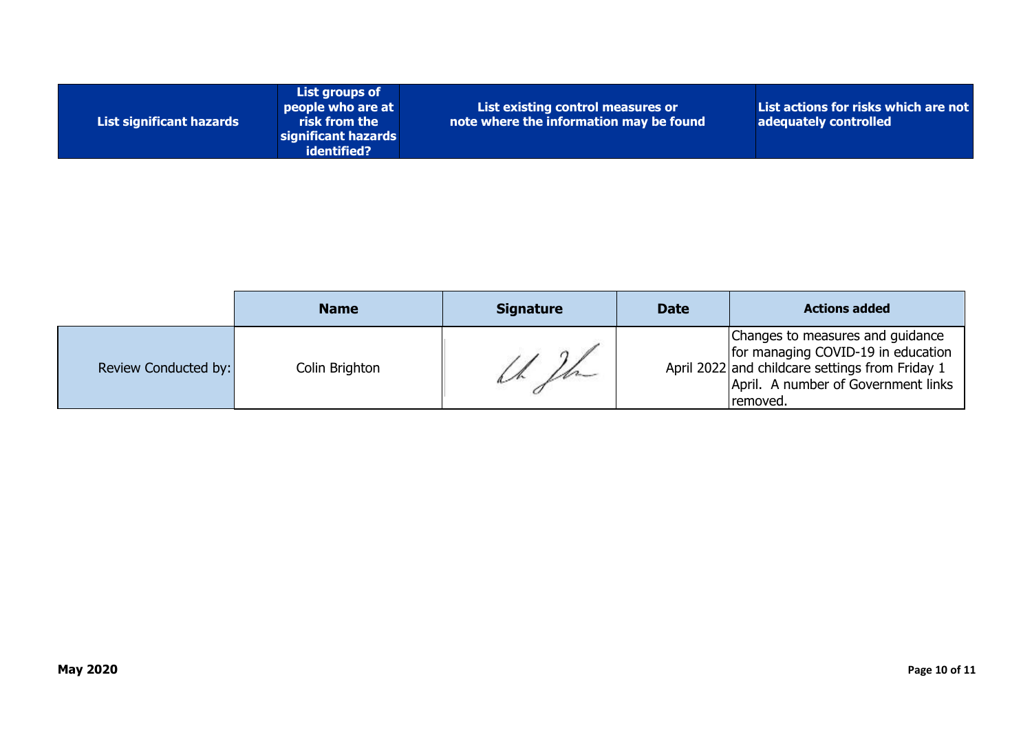| List significant hazards | List groups of people who are at risk from the significant hazards identified? | List existing control measures or note where the information may be found | List actions for risks which are not adequately controlled |
|---|---|---|---|

| | Name | Signature | Date | Actions added |
|---|---|---|---|---|
| Review Conducted by: | Colin Brighton | | April 2022 | Changes to measures and guidance for managing COVID-19 in education and childcare settings from Friday 1 April. A number of Government links removed. |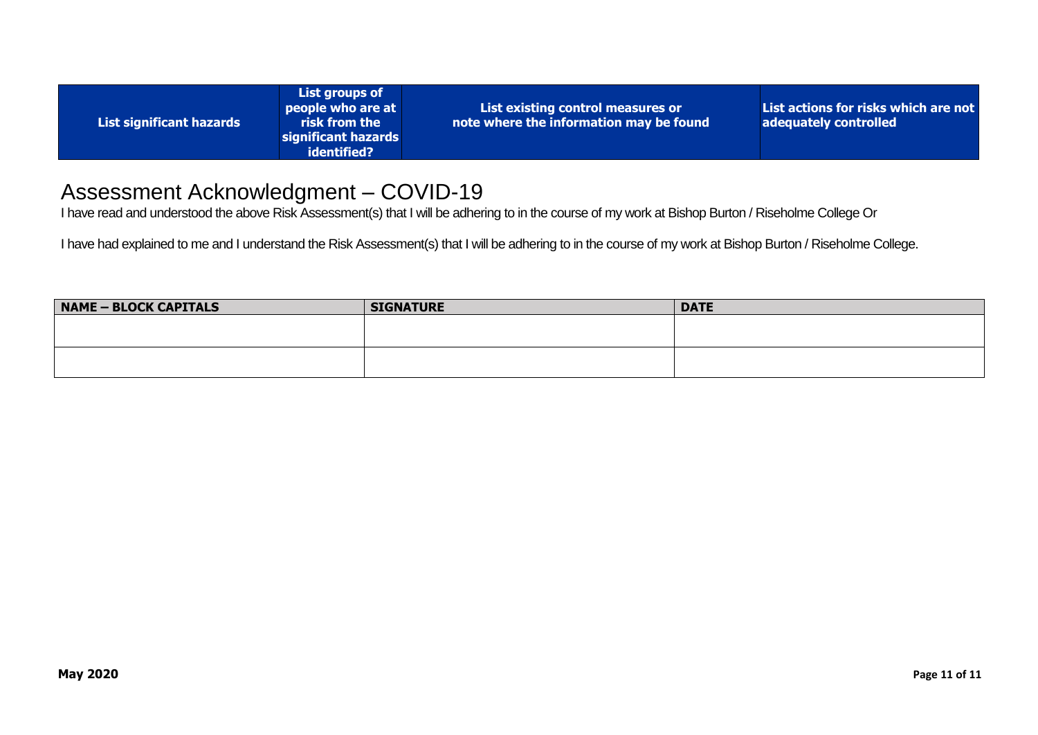| List significant hazards | List groups of people who are at risk from the significant hazards identified? | List existing control measures or note where the information may be found | List actions for risks which are not adequately controlled |
|---|---|---|---|

# Assessment Acknowledgment – COVID-19

I have read and understood the above Risk Assessment(s) that I will be adhering to in the course of my work at Bishop Burton / Riseholme College Or

I have had explained to me and I understand the Risk Assessment(s) that I will be adhering to in the course of my work at Bishop Burton / Riseholme College.

| NAME – BLOCK CAPITALS | SIGNATURE | DATE |
|---|---|---|
| | | |
| | | |

**May 2020**